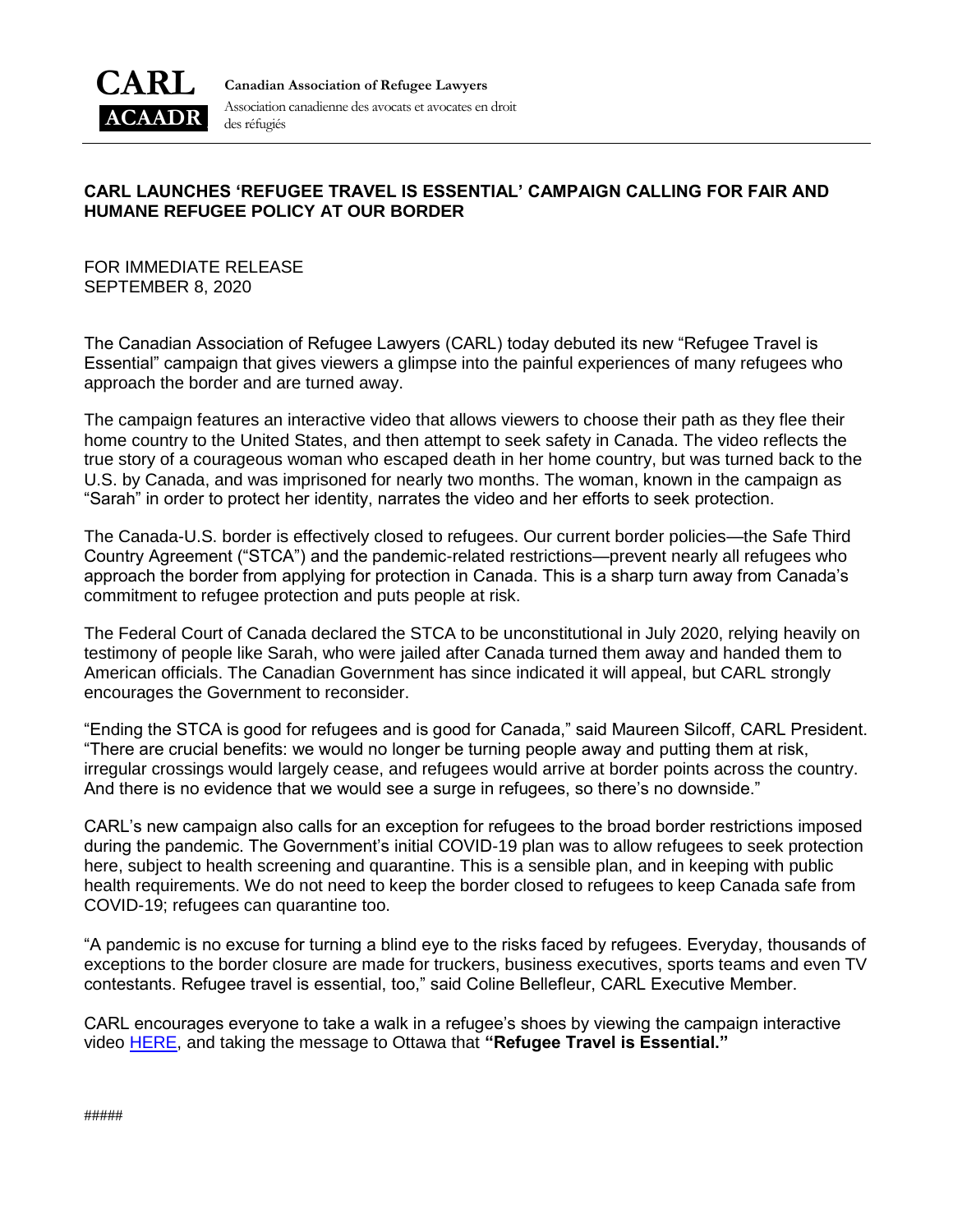**CARL**
**ACAADR**

**Canadian Association of Refugee Lawyers**
Association canadienne des avocats et avocates en droit des réfugiés

# CARL LAUNCHES 'REFUGEE TRAVEL IS ESSENTIAL' CAMPAIGN CALLING FOR FAIR AND HUMANE REFUGEE POLICY AT OUR BORDER

FOR IMMEDIATE RELEASE
SEPTEMBER 8, 2020

The Canadian Association of Refugee Lawyers (CARL) today debuted its new "Refugee Travel is Essential" campaign that gives viewers a glimpse into the painful experiences of many refugees who approach the border and are turned away.

The campaign features an interactive video that allows viewers to choose their path as they flee their home country to the United States, and then attempt to seek safety in Canada. The video reflects the true story of a courageous woman who escaped death in her home country, but was turned back to the U.S. by Canada, and was imprisoned for nearly two months. The woman, known in the campaign as "Sarah" in order to protect her identity, narrates the video and her efforts to seek protection.

The Canada-U.S. border is effectively closed to refugees. Our current border policies—the Safe Third Country Agreement ("STCA") and the pandemic-related restrictions—prevent nearly all refugees who approach the border from applying for protection in Canada. This is a sharp turn away from Canada's commitment to refugee protection and puts people at risk.

The Federal Court of Canada declared the STCA to be unconstitutional in July 2020, relying heavily on testimony of people like Sarah, who were jailed after Canada turned them away and handed them to American officials. The Canadian Government has since indicated it will appeal, but CARL strongly encourages the Government to reconsider.

"Ending the STCA is good for refugees and is good for Canada," said Maureen Silcoff, CARL President. "There are crucial benefits: we would no longer be turning people away and putting them at risk, irregular crossings would largely cease, and refugees would arrive at border points across the country. And there is no evidence that we would see a surge in refugees, so there's no downside."

CARL's new campaign also calls for an exception for refugees to the broad border restrictions imposed during the pandemic. The Government's initial COVID-19 plan was to allow refugees to seek protection here, subject to health screening and quarantine. This is a sensible plan, and in keeping with public health requirements. We do not need to keep the border closed to refugees to keep Canada safe from COVID-19; refugees can quarantine too.

"A pandemic is no excuse for turning a blind eye to the risks faced by refugees. Everyday, thousands of exceptions to the border closure are made for truckers, business executives, sports teams and even TV contestants. Refugee travel is essential, too," said Coline Bellefleur, CARL Executive Member.

CARL encourages everyone to take a walk in a refugee's shoes by viewing the campaign interactive video HERE, and taking the message to Ottawa that **"Refugee Travel is Essential."**

#####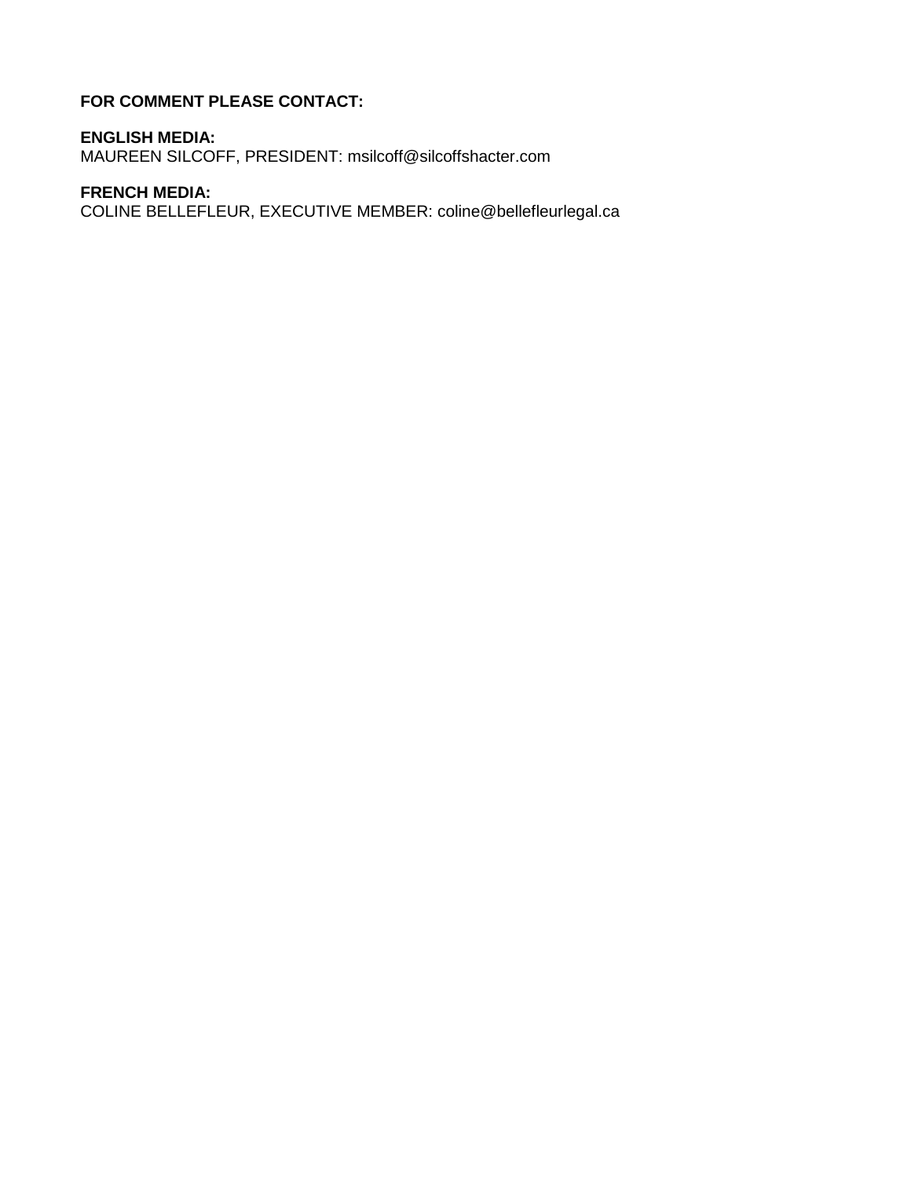**FOR COMMENT PLEASE CONTACT:**

**ENGLISH MEDIA:**
MAUREEN SILCOFF, PRESIDENT: msilcoff@silcoffshacter.com

**FRENCH MEDIA:**
COLINE BELLEFLEUR, EXECUTIVE MEMBER: coline@bellefleurlegal.ca